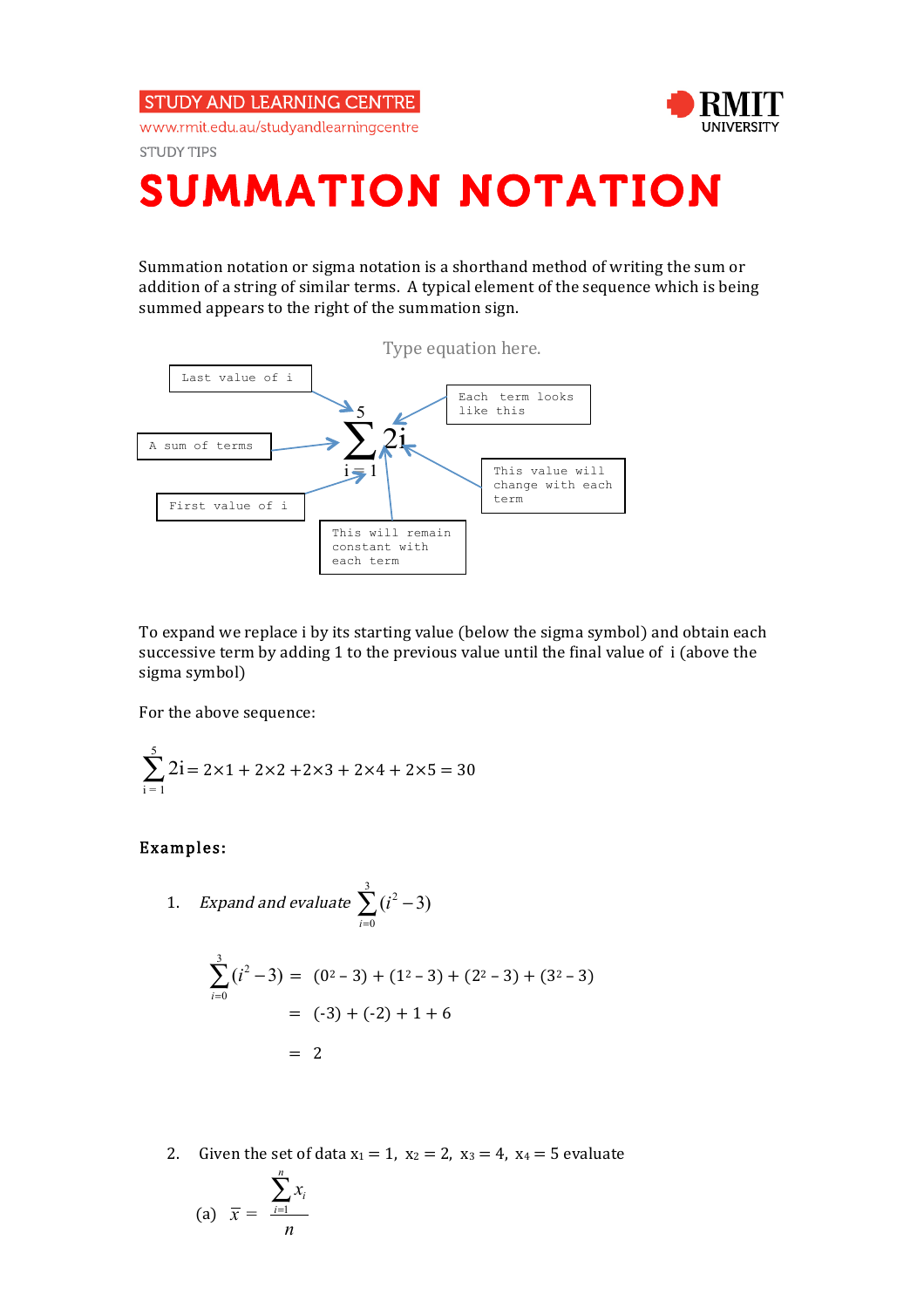STUDY AND LEARNING CENTRE

www.rmit.edu.au/studyandlearningcentre

STUDY TIPS

# SUMMATION NOTATION

Summation notation or sigma notation is a shorthand method of writing the sum or addition of a string of similar terms. A typical element of the sequence which is being summed appears to the right of the summation sign.

Type equation here.

$$\sum_{i=1}^{5} 2i$$

- Last value of i (points to the 5 above the sigma)
- A sum of terms (points to the sigma)
- First value of i (points to the i = 1 below the sigma)
- Each term looks like this (points to 2i)
- This value will change with each term (points to i)
- This will remain constant with each term (points to 2)

To expand we replace i by its starting value (below the sigma symbol) and obtain each successive term by adding 1 to the previous value until the final value of i (above the sigma symbol)

For the above sequence:

$$\sum_{i=1}^{5} 2i = 2\times1 + 2\times2 + 2\times3 + 2\times4 + 2\times5 = 30$$

**Examples:**

1. *Expand and evaluate* $\sum_{i=0}^{3}(i^2 - 3)$

$$\begin{aligned}\sum_{i=0}^{3}(i^2 - 3) &= (0^2 - 3) + (1^2 - 3) + (2^2 - 3) + (3^2 - 3) \\ &= (-3) + (-2) + 1 + 6 \\ &= 2\end{aligned}$$

2. Given the set of data $x_1 = 1$, $x_2 = 2$, $x_3 = 4$, $x_4 = 5$ evaluate

   (a) $\overline{x} = \dfrac{\sum_{i=1}^{n} x_i}{n}$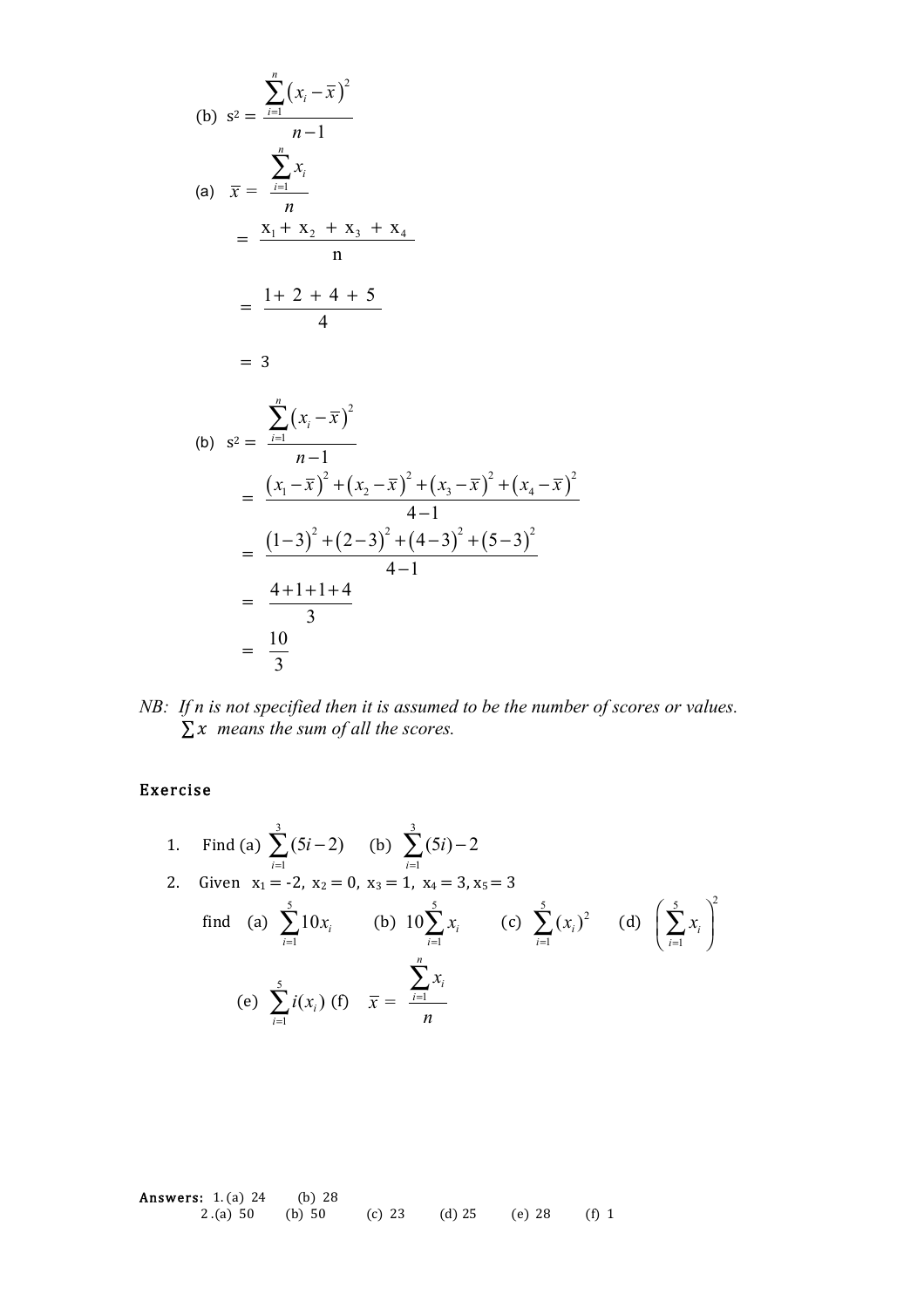(b) $s^2 = \dfrac{\sum_{i=1}^{n}(x_i - \bar{x})^2}{n-1}$

(a) $\bar{x} = \dfrac{\sum_{i=1}^{n} x_i}{n}$

$$= \frac{x_1 + x_2 + x_3 + x_4}{n}$$

$$= \frac{1 + 2 + 4 + 5}{4}$$

$$= 3$$

(b) $s^2 = \dfrac{\sum_{i=1}^{n}(x_i - \bar{x})^2}{n-1}$

$$= \frac{(x_1 - \bar{x})^2 + (x_2 - \bar{x})^2 + (x_3 - \bar{x})^2 + (x_4 - \bar{x})^2}{4-1}$$

$$= \frac{(1-3)^2 + (2-3)^2 + (4-3)^2 + (5-3)^2}{4-1}$$

$$= \frac{4+1+1+4}{3}$$

$$= \frac{10}{3}$$

*NB: If n is not specified then it is assumed to be the number of scores or values.*
$\sum x$ *means the sum of all the scores.*

## Exercise

1. Find (a) $\sum_{i=1}^{3}(5i-2)$ (b) $\sum_{i=1}^{3}(5i)-2$
2. Given $x_1 = -2,\ x_2 = 0,\ x_3 = 1,\ x_4 = 3,\ x_5 = 3$

   find (a) $\sum_{i=1}^{5} 10x_i$ (b) $10\sum_{i=1}^{5} x_i$ (c) $\sum_{i=1}^{5}(x_i)^2$ (d) $\left(\sum_{i=1}^{5} x_i\right)^2$

   (e) $\sum_{i=1}^{5} i(x_i)$ (f) $\bar{x} = \dfrac{\sum_{i=1}^{n} x_i}{n}$

**Answers:** 1. (a) 24 (b) 28
2. (a) 50 (b) 50 (c) 23 (d) 25 (e) 28 (f) 1